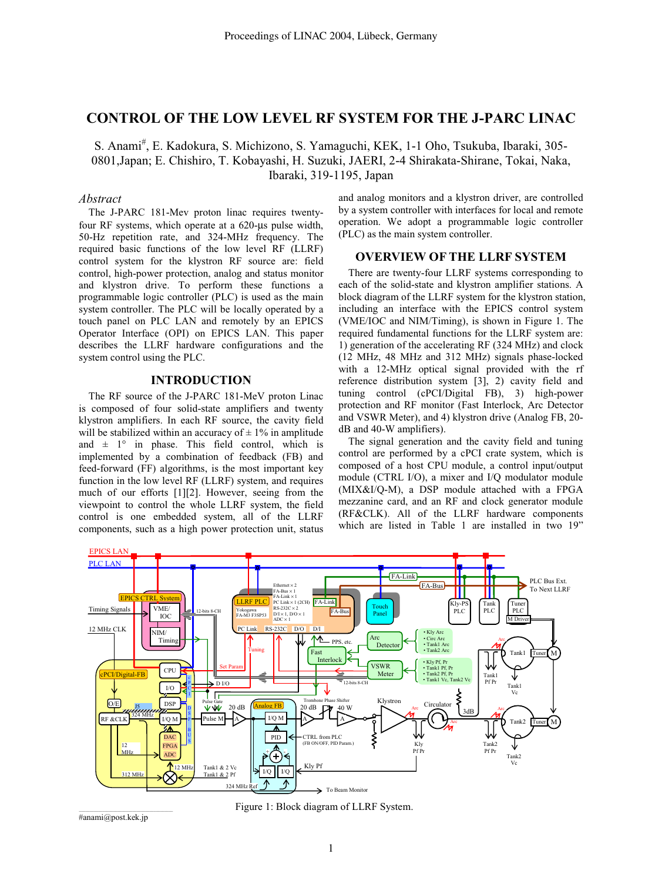# CONTROL OF THE LOW LEVEL RF SYSTEM FOR THE J-PARC LINAC

S. Anami#, E. Kadokura, S. Michizono, S. Yamaguchi, KEK, 1-1 Oho, Tsukuba, Ibaraki, 305-0801,Japan; E. Chishiro, T. Kobayashi, H. Suzuki, JAERI, 2-4 Shirakata-Shirane, Tokai, Naka, Ibaraki, 319-1195, Japan

## *Abstract*

The J-PARC 181-Mev proton linac requires twenty-four RF systems, which operate at a 620-μs pulse width, 50-Hz repetition rate, and 324-MHz frequency. The required basic functions of the low level RF (LLRF) control system for the klystron RF source are: field control, high-power protection, analog and status monitor and klystron drive. To perform these functions a programmable logic controller (PLC) is used as the main system controller. The PLC will be locally operated by a touch panel on PLC LAN and remotely by an EPICS Operator Interface (OPI) on EPICS LAN. This paper describes the LLRF hardware configurations and the system control using the PLC.

## INTRODUCTION

The RF source of the J-PARC 181-MeV proton Linac is composed of four solid-state amplifiers and twenty klystron amplifiers. In each RF source, the cavity field will be stabilized within an accuracy of ± 1% in amplitude and ± 1° in phase. This field control, which is implemented by a combination of feedback (FB) and feed-forward (FF) algorithms, is the most important key function in the low level RF (LLRF) system, and requires much of our efforts [1][2]. However, seeing from the viewpoint to control the whole LLRF system, the field control is one embedded system, all of the LLRF components, such as a high power protection unit, status and analog monitors and a klystron driver, are controlled by a system controller with interfaces for local and remote operation. We adopt a programmable logic controller (PLC) as the main system controller.

## OVERVIEW OF THE LLRF SYSTEM

There are twenty-four LLRF systems corresponding to each of the solid-state and klystron amplifier stations. A block diagram of the LLRF system for the klystron station, including an interface with the EPICS control system (VME/IOC and NIM/Timing), is shown in Figure 1. The required fundamental functions for the LLRF system are: 1) generation of the accelerating RF (324 MHz) and clock (12 MHz, 48 MHz and 312 MHz) signals phase-locked with a 12-MHz optical signal provided with the rf reference distribution system [3], 2) cavity field and tuning control (cPCI/Digital FB), 3) high-power protection and RF monitor (Fast Interlock, Arc Detector and VSWR Meter), and 4) klystron drive (Analog FB, 20-dB and 40-W amplifiers).

The signal generation and the cavity field and tuning control are performed by a cPCI crate system, which is composed of a host CPU module, a control input/output module (CTRL I/O), a mixer and I/Q modulator module (MIX&I/Q-M), a DSP module attached with a FPGA mezzanine card, and an RF and clock generator module (RF&CLK). All of the LLRF hardware components which are listed in Table 1 are installed in two 19"

Figure 1: Block diagram of LLRF System.

#anami@post.kek.jp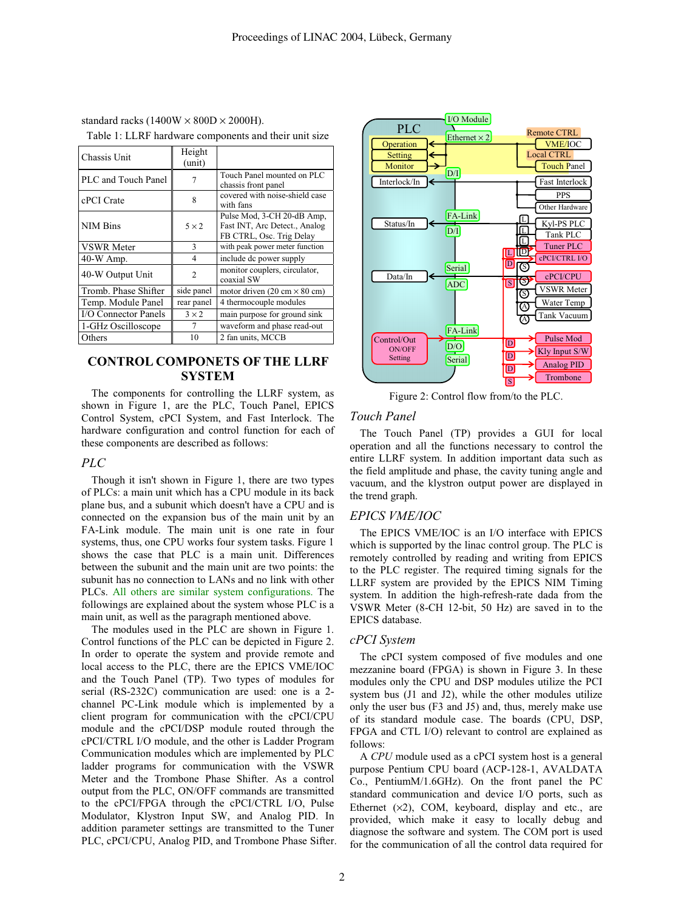standard racks (1400W × 800D × 2000H).

Table 1: LLRF hardware components and their unit size

| Chassis Unit | Height (unit) | |
|---|---|---|
| PLC and Touch Panel | 7 | Touch Panel mounted on PLC chassis front panel |
| cPCI Crate | 8 | covered with noise-shield case with fans |
| NIM Bins | 5 × 2 | Pulse Mod, 3-CH 20-dB Amp, Fast INT, Arc Detect., Analog FB CTRL, Osc. Trig Delay |
| VSWR Meter | 3 | with peak power meter function |
| 40-W Amp. | 4 | include dc power supply |
| 40-W Output Unit | 2 | monitor couplers, circulator, coaxial SW |
| Tromb. Phase Shifter | side panel | motor driven (20 cm × 80 cm) |
| Temp. Module Panel | rear panel | 4 thermocouple modules |
| I/O Connector Panels | 3 × 2 | main purpose for ground sink |
| 1-GHz Oscilloscope | 7 | waveform and phase read-out |
| Others | 10 | 2 fan units, MCCB |

## CONTROL COMPONETS OF THE LLRF SYSTEM

The components for controlling the LLRF system, as shown in Figure 1, are the PLC, Touch Panel, EPICS Control System, cPCI System, and Fast Interlock. The hardware configuration and control function for each of these components are described as follows:

### *PLC*

Though it isn't shown in Figure 1, there are two types of PLCs: a main unit which has a CPU module in its back plane bus, and a subunit which doesn't have a CPU and is connected on the expansion bus of the main unit by an FA-Link module. The main unit is one rate in four systems, thus, one CPU works four system tasks. Figure 1 shows the case that PLC is a main unit. Differences between the subunit and the main unit are two points: the subunit has no connection to LANs and no link with other PLCs. All others are similar system configurations. The followings are explained about the system whose PLC is a main unit, as well as the paragraph mentioned above.

The modules used in the PLC are shown in Figure 1. Control functions of the PLC can be depicted in Figure 2. In order to operate the system and provide remote and local access to the PLC, there are the EPICS VME/IOC and the Touch Panel (TP). Two types of modules for serial (RS-232C) communication are used: one is a 2-channel PC-Link module which is implemented by a client program for communication with the cPCI/CPU module and the cPCI/DSP module routed through the cPCI/CTRL I/O module, and the other is Ladder Program Communication modules which are implemented by PLC ladder programs for communication with the VSWR Meter and the Trombone Phase Shifter. As a control output from the PLC, ON/OFF commands are transmitted to the cPCI/FPGA through the cPCI/CTRL I/O, Pulse Modulator, Klystron Input SW, and Analog PID. In addition parameter settings are transmitted to the Tuner PLC, cPCI/CPU, Analog PID, and Trombone Phase Sifter.

Figure 2: Control flow from/to the PLC.

### *Touch Panel*

The Touch Panel (TP) provides a GUI for local operation and all the functions necessary to control the entire LLRF system. In addition important data such as the field amplitude and phase, the cavity tuning angle and vacuum, and the klystron output power are displayed in the trend graph.

### *EPICS VME/IOC*

The EPICS VME/IOC is an I/O interface with EPICS which is supported by the linac control group. The PLC is remotely controlled by reading and writing from EPICS to the PLC register. The required timing signals for the LLRF system are provided by the EPICS NIM Timing system. In addition the high-refresh-rate dada from the VSWR Meter (8-CH 12-bit, 50 Hz) are saved in to the EPICS database.

### *cPCI System*

The cPCI system composed of five modules and one mezzanine board (FPGA) is shown in Figure 3. In these modules only the CPU and DSP modules utilize the PCI system bus (J1 and J2), while the other modules utilize only the user bus (F3 and J5) and, thus, merely make use of its standard module case. The boards (CPU, DSP, FPGA and CTL I/O) relevant to control are explained as follows:

A *CPU* module used as a cPCI system host is a general purpose Pentium CPU board (ACP-128-1, AVALDATA Co., PentiumM/1.6GHz). On the front panel the PC standard communication and device I/O ports, such as Ethernet (×2), COM, keyboard, display and etc., are provided, which make it easy to locally debug and diagnose the software and system. The COM port is used for the communication of all the control data required for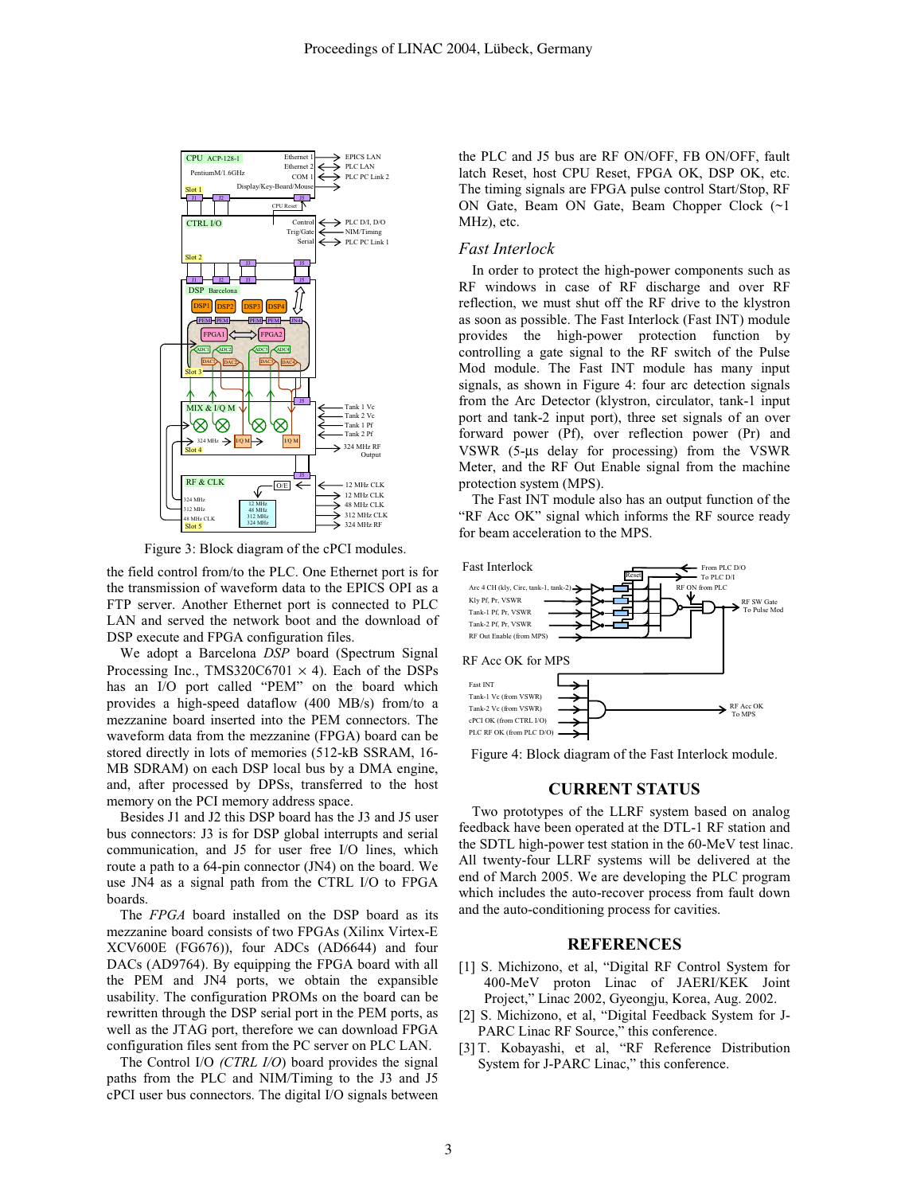Figure 3: Block diagram of the cPCI modules.

the field control from/to the PLC. One Ethernet port is for the transmission of waveform data to the EPICS OPI as a FTP server. Another Ethernet port is connected to PLC LAN and served the network boot and the download of DSP execute and FPGA configuration files.

We adopt a Barcelona *DSP* board (Spectrum Signal Processing Inc., TMS320C6701 × 4). Each of the DSPs has an I/O port called "PEM" on the board which provides a high-speed dataflow (400 MB/s) from/to a mezzanine board inserted into the PEM connectors. The waveform data from the mezzanine (FPGA) board can be stored directly in lots of memories (512-kB SSRAM, 16-MB SDRAM) on each DSP local bus by a DMA engine, and, after processed by DPSs, transferred to the host memory on the PCI memory address space.

Besides J1 and J2 this DSP board has the J3 and J5 user bus connectors: J3 is for DSP global interrupts and serial communication, and J5 for user free I/O lines, which route a path to a 64-pin connector (JN4) on the board. We use JN4 as a signal path from the CTRL I/O to FPGA boards.

The *FPGA* board installed on the DSP board as its mezzanine board consists of two FPGAs (Xilinx Virtex-E XCV600E (FG676)), four ADCs (AD6644) and four DACs (AD9764). By equipping the FPGA board with all the PEM and JN4 ports, we obtain the expansible usability. The configuration PROMs on the board can be rewritten through the DSP serial port in the PEM ports, as well as the JTAG port, therefore we can download FPGA configuration files sent from the PC server on PLC LAN.

The Control I/O *(CTRL I/O*) board provides the signal paths from the PLC and NIM/Timing to the J3 and J5 cPCI user bus connectors. The digital I/O signals between the PLC and J5 bus are RF ON/OFF, FB ON/OFF, fault latch Reset, host CPU Reset, FPGA OK, DSP OK, etc. The timing signals are FPGA pulse control Start/Stop, RF ON Gate, Beam ON Gate, Beam Chopper Clock (~1 MHz), etc.

### *Fast Interlock*

In order to protect the high-power components such as RF windows in case of RF discharge and over RF reflection, we must shut off the RF drive to the klystron as soon as possible. The Fast Interlock (Fast INT) module provides the high-power protection function by controlling a gate signal to the RF switch of the Pulse Mod module. The Fast INT module has many input signals, as shown in Figure 4: four arc detection signals from the Arc Detector (klystron, circulator, tank-1 input port and tank-2 input port), three set signals of an over forward power (Pf), over reflection power (Pr) and VSWR (5-μs delay for processing) from the VSWR Meter, and the RF Out Enable signal from the machine protection system (MPS).

The Fast INT module also has an output function of the "RF Acc OK" signal which informs the RF source ready for beam acceleration to the MPS.

Figure 4: Block diagram of the Fast Interlock module.

## CURRENT STATUS

Two prototypes of the LLRF system based on analog feedback have been operated at the DTL-1 RF station and the SDTL high-power test station in the 60-MeV test linac. All twenty-four LLRF systems will be delivered at the end of March 2005. We are developing the PLC program which includes the auto-recover process from fault down and the auto-conditioning process for cavities.

## REFERENCES

[1] S. Michizono, et al, "Digital RF Control System for 400-MeV proton Linac of JAERI/KEK Joint Project," Linac 2002, Gyeongju, Korea, Aug. 2002.

[2] S. Michizono, et al, "Digital Feedback System for J-PARC Linac RF Source," this conference.

[3] T. Kobayashi, et al, "RF Reference Distribution System for J-PARC Linac," this conference.